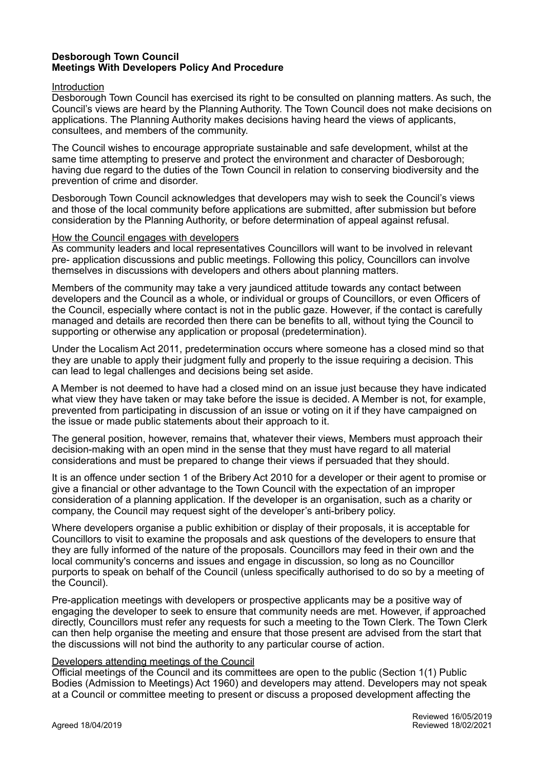**Desborough Town Council**
**Meetings With Developers Policy And Procedure**

Introduction

Desborough Town Council has exercised its right to be consulted on planning matters. As such, the Council's views are heard by the Planning Authority. The Town Council does not make decisions on applications. The Planning Authority makes decisions having heard the views of applicants, consultees, and members of the community.

The Council wishes to encourage appropriate sustainable and safe development, whilst at the same time attempting to preserve and protect the environment and character of Desborough; having due regard to the duties of the Town Council in relation to conserving biodiversity and the prevention of crime and disorder.

Desborough Town Council acknowledges that developers may wish to seek the Council's views and those of the local community before applications are submitted, after submission but before consideration by the Planning Authority, or before determination of appeal against refusal.

How the Council engages with developers

As community leaders and local representatives Councillors will want to be involved in relevant pre- application discussions and public meetings. Following this policy, Councillors can involve themselves in discussions with developers and others about planning matters.

Members of the community may take a very jaundiced attitude towards any contact between developers and the Council as a whole, or individual or groups of Councillors, or even Officers of the Council, especially where contact is not in the public gaze. However, if the contact is carefully managed and details are recorded then there can be benefits to all, without tying the Council to supporting or otherwise any application or proposal (predetermination).

Under the Localism Act 2011, predetermination occurs where someone has a closed mind so that they are unable to apply their judgment fully and properly to the issue requiring a decision. This can lead to legal challenges and decisions being set aside.

A Member is not deemed to have had a closed mind on an issue just because they have indicated what view they have taken or may take before the issue is decided. A Member is not, for example, prevented from participating in discussion of an issue or voting on it if they have campaigned on the issue or made public statements about their approach to it.

The general position, however, remains that, whatever their views, Members must approach their decision-making with an open mind in the sense that they must have regard to all material considerations and must be prepared to change their views if persuaded that they should.

It is an offence under section 1 of the Bribery Act 2010 for a developer or their agent to promise or give a financial or other advantage to the Town Council with the expectation of an improper consideration of a planning application. If the developer is an organisation, such as a charity or company, the Council may request sight of the developer's anti-bribery policy.

Where developers organise a public exhibition or display of their proposals, it is acceptable for Councillors to visit to examine the proposals and ask questions of the developers to ensure that they are fully informed of the nature of the proposals. Councillors may feed in their own and the local community's concerns and issues and engage in discussion, so long as no Councillor purports to speak on behalf of the Council (unless specifically authorised to do so by a meeting of the Council).

Pre-application meetings with developers or prospective applicants may be a positive way of engaging the developer to seek to ensure that community needs are met. However, if approached directly, Councillors must refer any requests for such a meeting to the Town Clerk. The Town Clerk can then help organise the meeting and ensure that those present are advised from the start that the discussions will not bind the authority to any particular course of action.

Developers attending meetings of the Council

Official meetings of the Council and its committees are open to the public (Section 1(1) Public Bodies (Admission to Meetings) Act 1960) and developers may attend. Developers may not speak at a Council or committee meeting to present or discuss a proposed development affecting the

Agreed 18/04/2019

Reviewed 16/05/2019
Reviewed 18/02/2021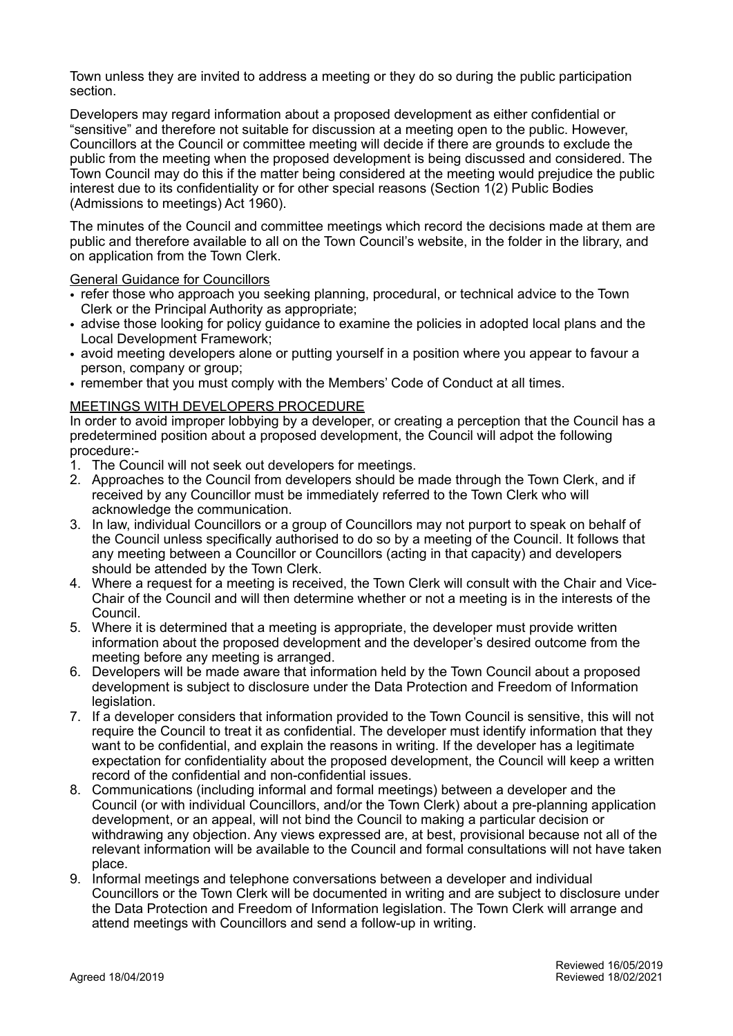Town unless they are invited to address a meeting or they do so during the public participation section.

Developers may regard information about a proposed development as either confidential or "sensitive" and therefore not suitable for discussion at a meeting open to the public. However, Councillors at the Council or committee meeting will decide if there are grounds to exclude the public from the meeting when the proposed development is being discussed and considered. The Town Council may do this if the matter being considered at the meeting would prejudice the public interest due to its confidentiality or for other special reasons (Section 1(2) Public Bodies (Admissions to meetings) Act 1960).

The minutes of the Council and committee meetings which record the decisions made at them are public and therefore available to all on the Town Council's website, in the folder in the library, and on application from the Town Clerk.

General Guidance for Councillors

- refer those who approach you seeking planning, procedural, or technical advice to the Town Clerk or the Principal Authority as appropriate;
- advise those looking for policy guidance to examine the policies in adopted local plans and the Local Development Framework;
- avoid meeting developers alone or putting yourself in a position where you appear to favour a person, company or group;
- remember that you must comply with the Members' Code of Conduct at all times.

MEETINGS WITH DEVELOPERS PROCEDURE

In order to avoid improper lobbying by a developer, or creating a perception that the Council has a predetermined position about a proposed development, the Council will adpot the following procedure:-

1. The Council will not seek out developers for meetings.
2. Approaches to the Council from developers should be made through the Town Clerk, and if received by any Councillor must be immediately referred to the Town Clerk who will acknowledge the communication.
3. In law, individual Councillors or a group of Councillors may not purport to speak on behalf of the Council unless specifically authorised to do so by a meeting of the Council. It follows that any meeting between a Councillor or Councillors (acting in that capacity) and developers should be attended by the Town Clerk.
4. Where a request for a meeting is received, the Town Clerk will consult with the Chair and Vice-Chair of the Council and will then determine whether or not a meeting is in the interests of the Council.
5. Where it is determined that a meeting is appropriate, the developer must provide written information about the proposed development and the developer's desired outcome from the meeting before any meeting is arranged.
6. Developers will be made aware that information held by the Town Council about a proposed development is subject to disclosure under the Data Protection and Freedom of Information legislation.
7. If a developer considers that information provided to the Town Council is sensitive, this will not require the Council to treat it as confidential. The developer must identify information that they want to be confidential, and explain the reasons in writing. If the developer has a legitimate expectation for confidentiality about the proposed development, the Council will keep a written record of the confidential and non-confidential issues.
8. Communications (including informal and formal meetings) between a developer and the Council (or with individual Councillors, and/or the Town Clerk) about a pre-planning application development, or an appeal, will not bind the Council to making a particular decision or withdrawing any objection. Any views expressed are, at best, provisional because not all of the relevant information will be available to the Council and formal consultations will not have taken place.
9. Informal meetings and telephone conversations between a developer and individual Councillors or the Town Clerk will be documented in writing and are subject to disclosure under the Data Protection and Freedom of Information legislation. The Town Clerk will arrange and attend meetings with Councillors and send a follow-up in writing.

Agreed 18/04/2019

Reviewed 16/05/2019
Reviewed 18/02/2021